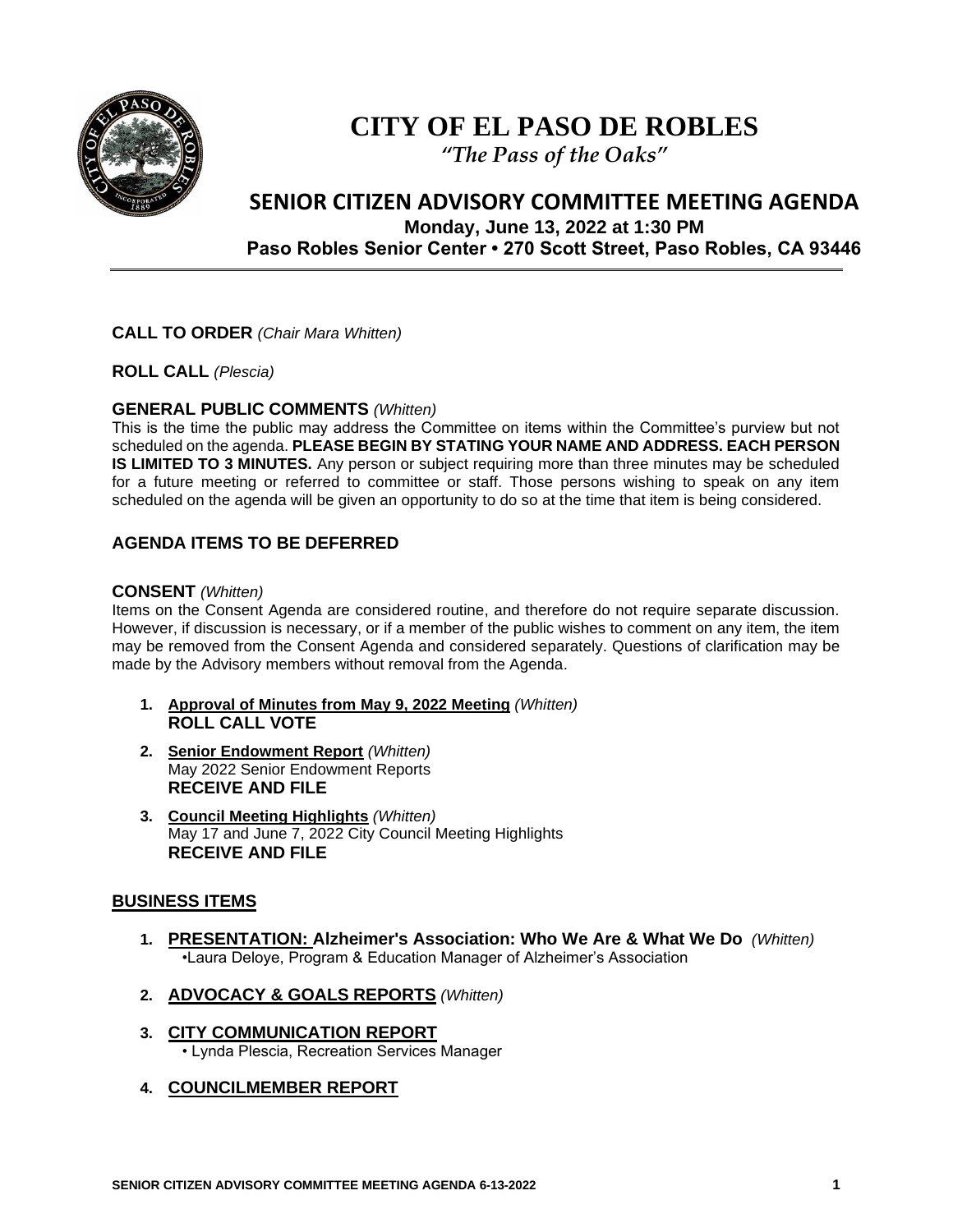# CITY OF EL PASO DE ROBLES

*"The Pass of the Oaks"*

## SENIOR CITIZEN ADVISORY COMMITTEE MEETING AGENDA

**Monday, June 13, 2022 at 1:30 PM**
**Paso Robles Senior Center • 270 Scott Street, Paso Robles, CA 93446**

---

**CALL TO ORDER** *(Chair Mara Whitten)*

**ROLL CALL** *(Plescia)*

**GENERAL PUBLIC COMMENTS** *(Whitten)*

This is the time the public may address the Committee on items within the Committee's purview but not scheduled on the agenda. **PLEASE BEGIN BY STATING YOUR NAME AND ADDRESS. EACH PERSON IS LIMITED TO 3 MINUTES.** Any person or subject requiring more than three minutes may be scheduled for a future meeting or referred to committee or staff. Those persons wishing to speak on any item scheduled on the agenda will be given an opportunity to do so at the time that item is being considered.

**AGENDA ITEMS TO BE DEFERRED**

**CONSENT** *(Whitten)*

Items on the Consent Agenda are considered routine, and therefore do not require separate discussion. However, if discussion is necessary, or if a member of the public wishes to comment on any item, the item may be removed from the Consent Agenda and considered separately. Questions of clarification may be made by the Advisory members without removal from the Agenda.

1. **Approval of Minutes from May 9, 2022 Meeting** *(Whitten)*
   **ROLL CALL VOTE**
2. **Senior Endowment Report** *(Whitten)*
   May 2022 Senior Endowment Reports
   **RECEIVE AND FILE**
3. **Council Meeting Highlights** *(Whitten)*
   May 17 and June 7, 2022 City Council Meeting Highlights
   **RECEIVE AND FILE**

**BUSINESS ITEMS**

1. **PRESENTATION: Alzheimer's Association: Who We Are & What We Do** *(Whitten)*
   •Laura Deloye, Program & Education Manager of Alzheimer's Association
2. **ADVOCACY & GOALS REPORTS** *(Whitten)*
3. **CITY COMMUNICATION REPORT**
   • Lynda Plescia, Recreation Services Manager
4. **COUNCILMEMBER REPORT**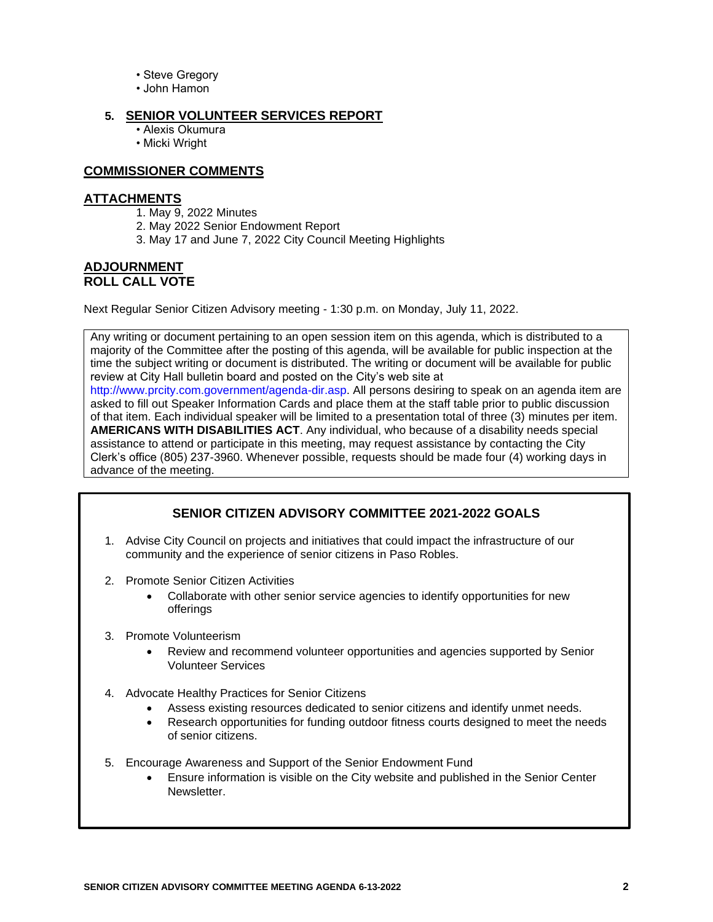- Steve Gregory
- John Hamon

**5. SENIOR VOLUNTEER SERVICES REPORT**

- Alexis Okumura
- Micki Wright

## COMMISSIONER COMMENTS

## ATTACHMENTS

1. May 9, 2022 Minutes
2. May 2022 Senior Endowment Report
3. May 17 and June 7, 2022 City Council Meeting Highlights

## ADJOURNMENT

**ROLL CALL VOTE**

Next Regular Senior Citizen Advisory meeting - 1:30 p.m. on Monday, July 11, 2022.

Any writing or document pertaining to an open session item on this agenda, which is distributed to a majority of the Committee after the posting of this agenda, will be available for public inspection at the time the subject writing or document is distributed. The writing or document will be available for public review at City Hall bulletin board and posted on the City's web site at http://www.prcity.com.government/agenda-dir.asp. All persons desiring to speak on an agenda item are asked to fill out Speaker Information Cards and place them at the staff table prior to public discussion of that item. Each individual speaker will be limited to a presentation total of three (3) minutes per item. **AMERICANS WITH DISABILITIES ACT**. Any individual, who because of a disability needs special assistance to attend or participate in this meeting, may request assistance by contacting the City Clerk's office (805) 237-3960. Whenever possible, requests should be made four (4) working days in advance of the meeting.

### SENIOR CITIZEN ADVISORY COMMITTEE 2021-2022 GOALS

1. Advise City Council on projects and initiatives that could impact the infrastructure of our community and the experience of senior citizens in Paso Robles.
2. Promote Senior Citizen Activities
   - Collaborate with other senior service agencies to identify opportunities for new offerings
3. Promote Volunteerism
   - Review and recommend volunteer opportunities and agencies supported by Senior Volunteer Services
4. Advocate Healthy Practices for Senior Citizens
   - Assess existing resources dedicated to senior citizens and identify unmet needs.
   - Research opportunities for funding outdoor fitness courts designed to meet the needs of senior citizens.
5. Encourage Awareness and Support of the Senior Endowment Fund
   - Ensure information is visible on the City website and published in the Senior Center Newsletter.